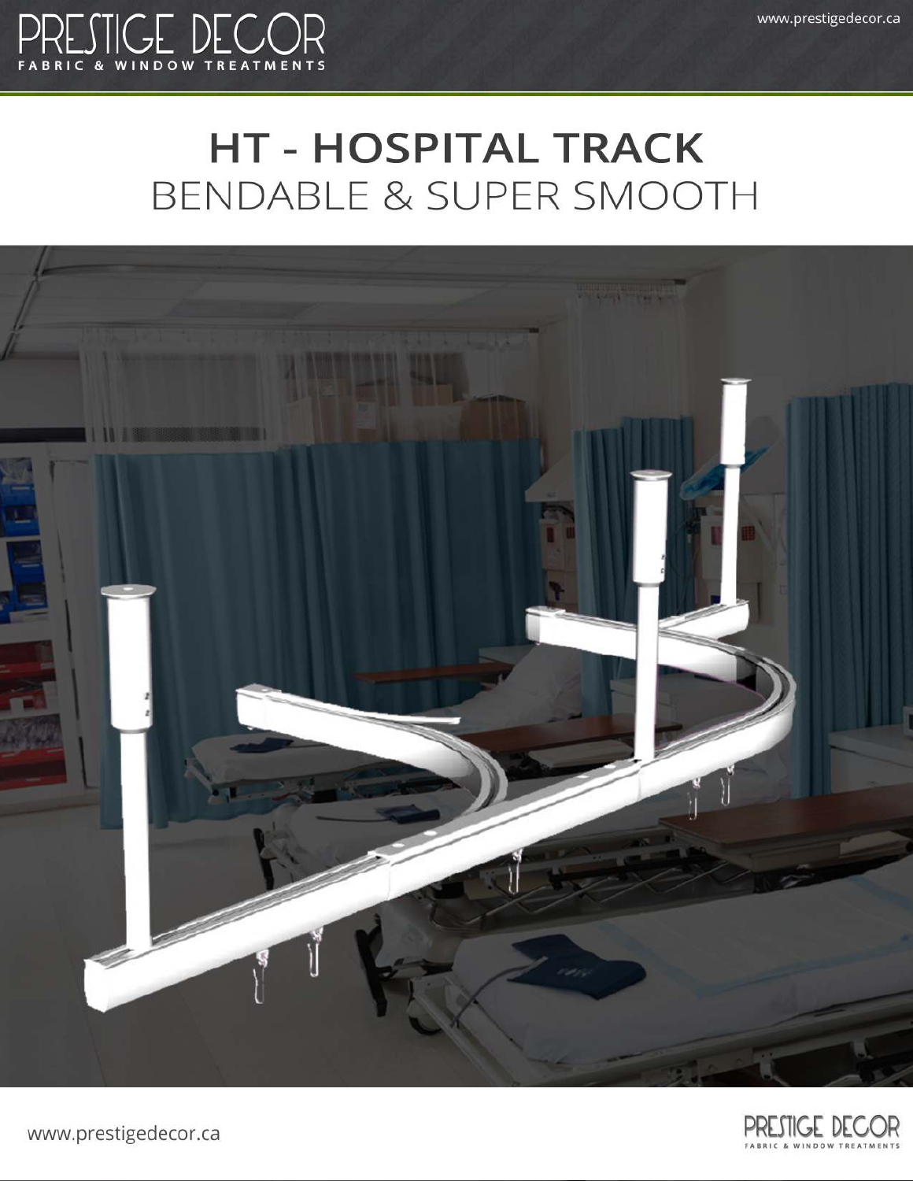# HT - HOSPITAL TRACK

## BENDABLE & SUPER SMOOTH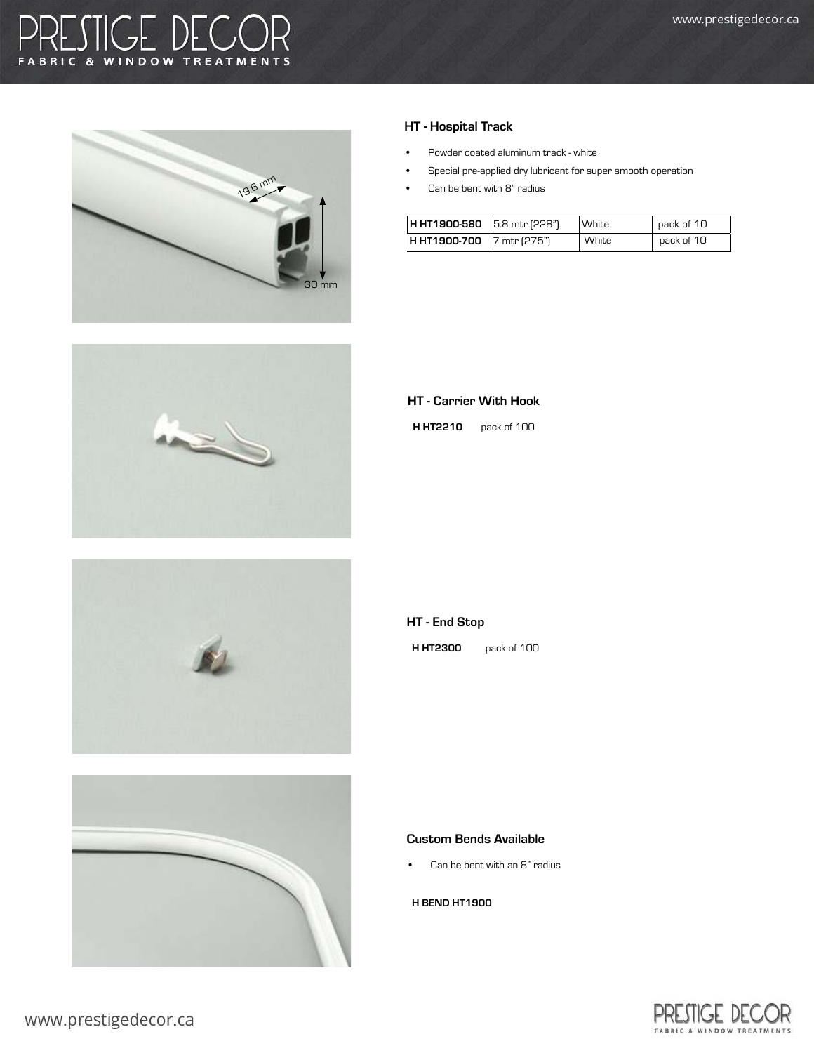## HT - Hospital Track

- Powder coated aluminum track - white
- Special pre-applied dry lubricant for super smooth operation
- Can be bent with 8" radius

| H HT1900-580 | 5.8 mtr (228") | White | pack of 10 |
|---|---|---|---|
| **H HT1900-700** | 7 mtr (275") | White | pack of 10 |

## HT - Carrier With Hook

**H HT2210** pack of 100

## HT - End Stop

**H HT2300** pack of 100

## Custom Bends Available

- Can be bent with an 8" radius

**H BEND HT1900**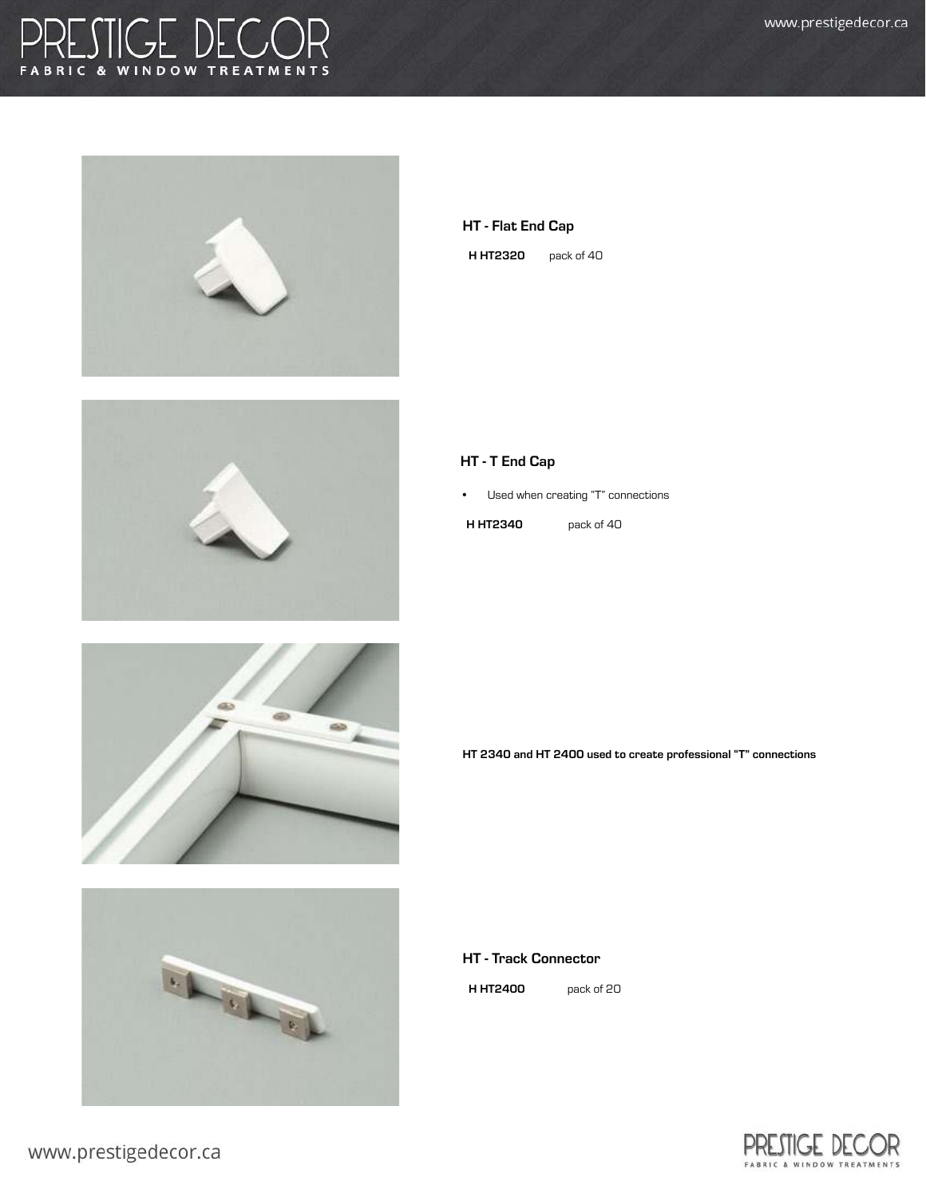### HT - Flat End Cap

**H HT2320** pack of 40

### HT - T End Cap

- Used when creating "T" connections

**H HT2340** pack of 40

**HT 2340 and HT 2400 used to create professional "T" connections**

### HT - Track Connector

**H HT2400** pack of 20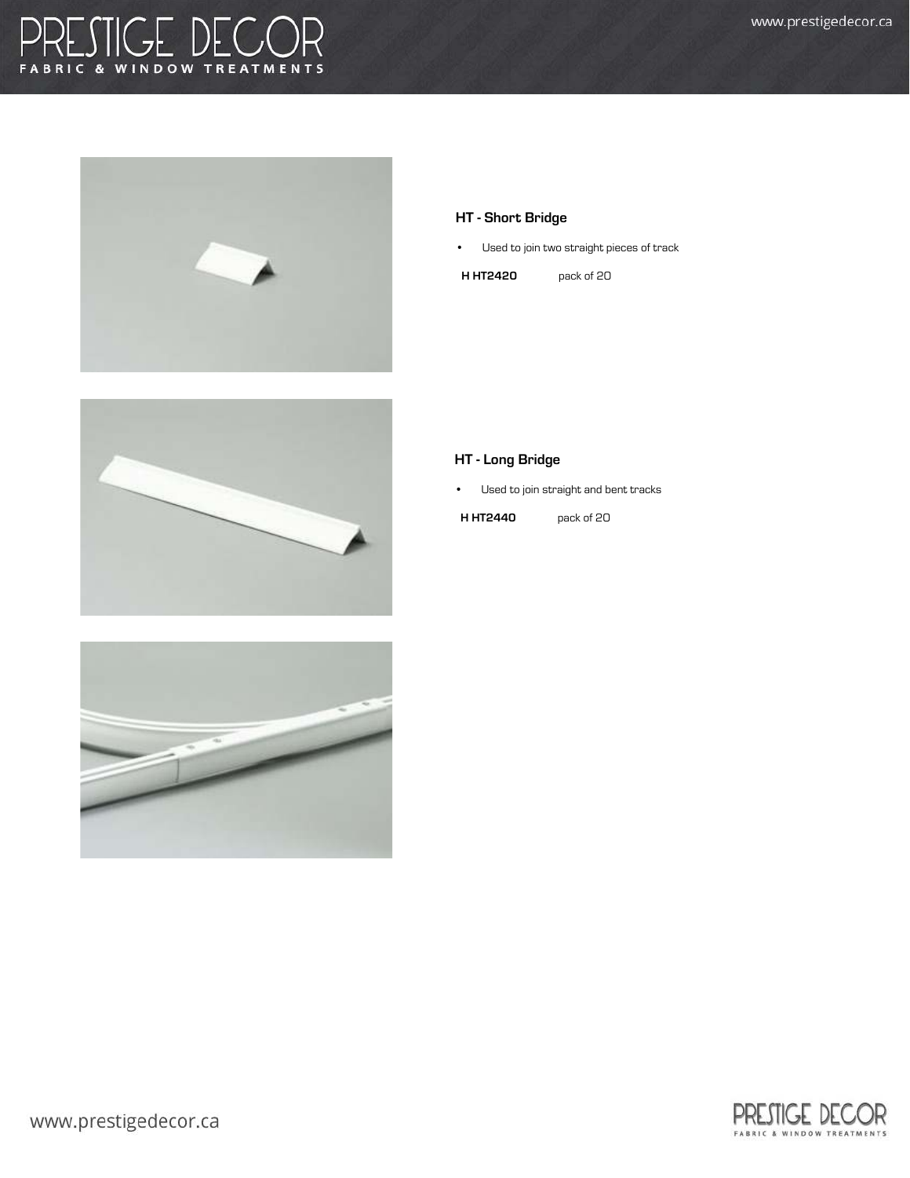### HT - Short Bridge

- Used to join two straight pieces of track

**H HT2420** pack of 20

### HT - Long Bridge

- Used to join straight and bent tracks

**H HT2440** pack of 20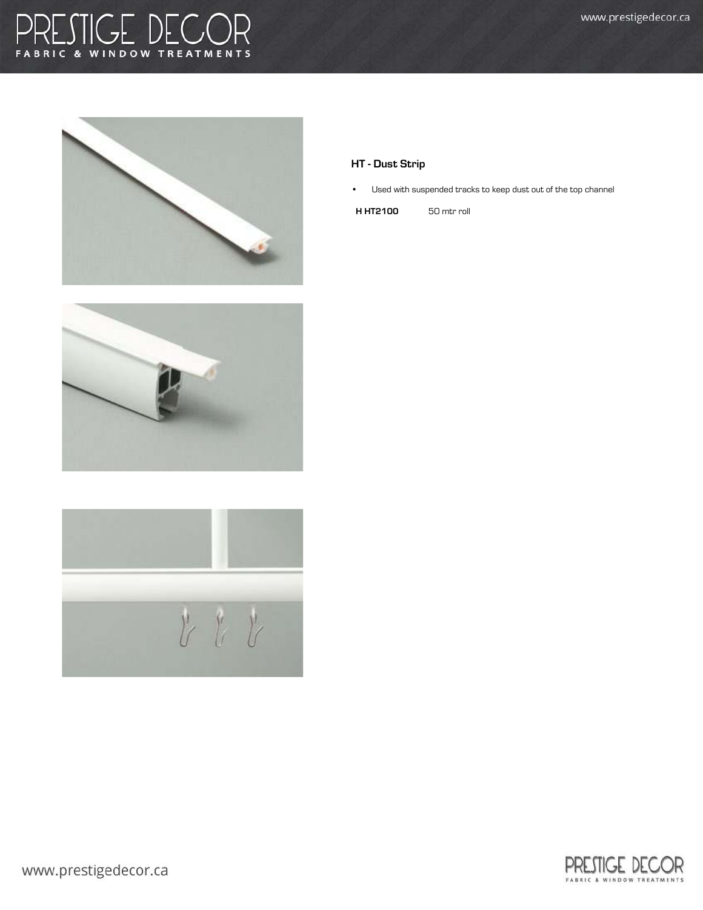### HT - Dust Strip

- Used with suspended tracks to keep dust out of the top channel

**H HT2100** 50 mtr roll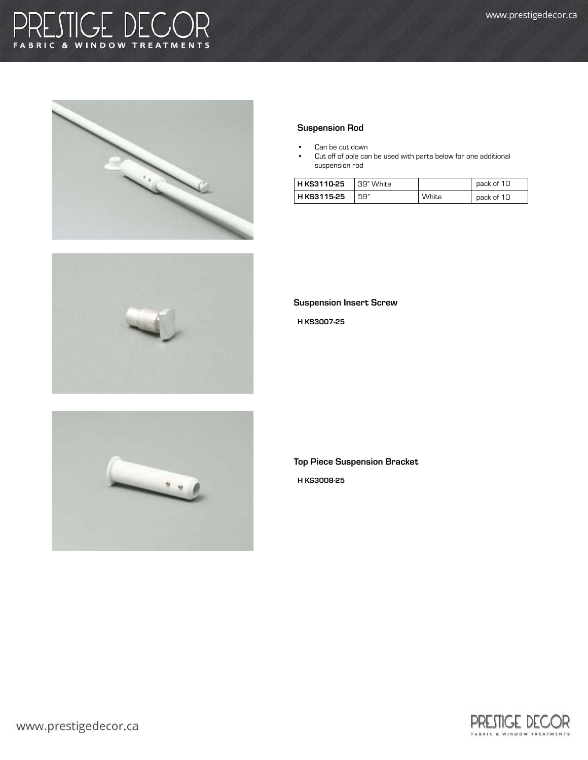### Suspension Rod

- Can be cut down
- Cut off of pole can be used with parts below for one additional suspension rod

| H KS3110-25 | 39" White | | pack of 10 |
|---|---|---|---|
| H KS3115-25 | 59" | White | pack of 10 |

### Suspension Insert Screw

H KS3007-25

### Top Piece Suspension Bracket

H KS3008-25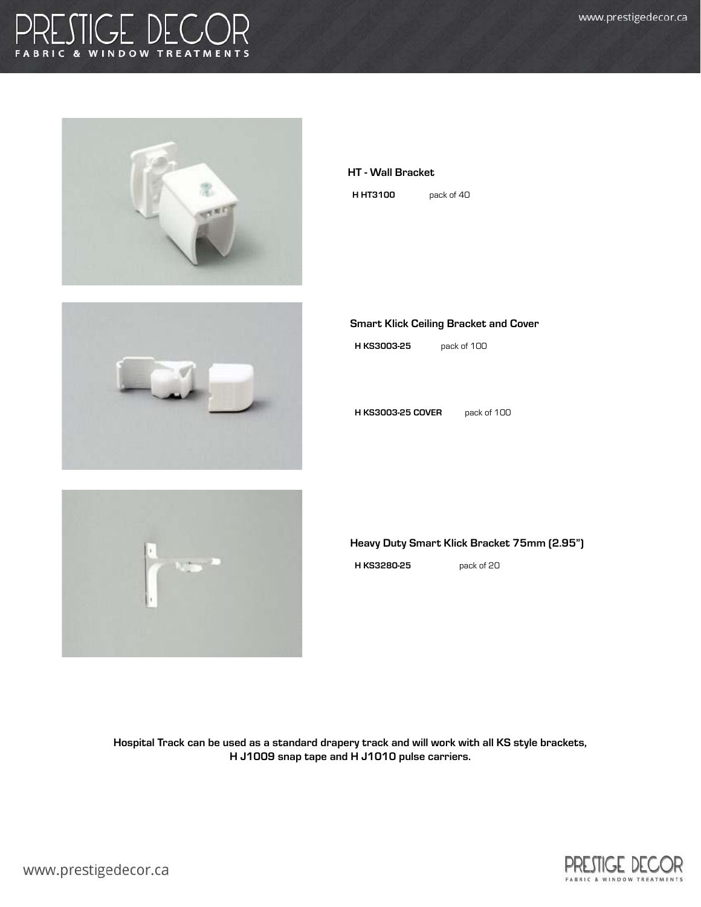### HT - Wall Bracket

**H HT3100** pack of 40

### Smart Klick Ceiling Bracket and Cover

**H KS3003-25** pack of 100

**H KS3003-25 COVER** pack of 100

### Heavy Duty Smart Klick Bracket 75mm (2.95")

**H KS3280-25** pack of 20

**Hospital Track can be used as a standard drapery track and will work with all KS style brackets, H J1009 snap tape and H J1010 pulse carriers.**